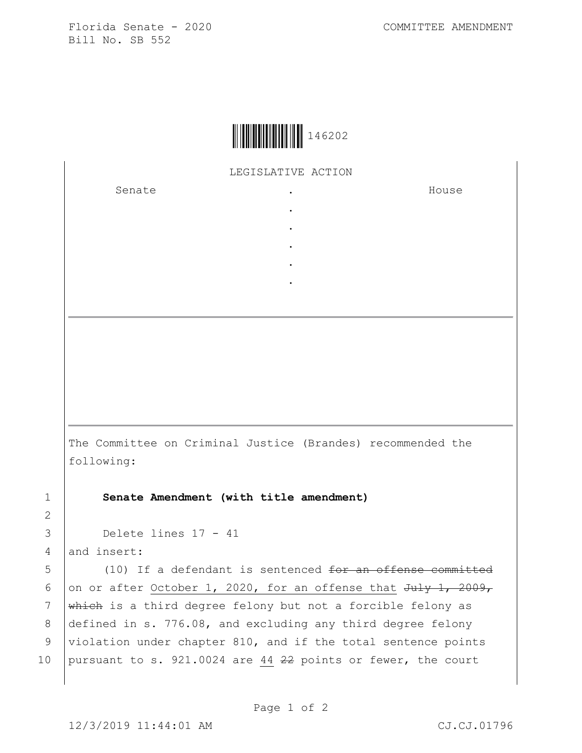Florida Senate - 2020 COMMITTEE AMENDMENT
Bill No. SB 552

146202

LEGISLATIVE ACTION

| Senate | . | House |
| --- | --- | --- |
| | . | |
| | . | |
| | . | |
| | . | |
| | . | |

The Committee on Criminal Justice (Brandes) recommended the following:

1 **Senate Amendment (with title amendment)**

2

3 Delete lines 17 - 41

4 and insert:

5 (10) If a defendant is sentenced ~~for an offense committed~~

6 on or after <u>October 1, 2020, for an offense that</u> ~~July 1, 2009,~~

7 ~~which~~ is a third degree felony but not a forcible felony as

8 defined in s. 776.08, and excluding any third degree felony

9 violation under chapter 810, and if the total sentence points

10 pursuant to s. 921.0024 are <u>44</u> ~~22~~ points or fewer, the court

12/3/2019 11:44:01 AM CJ.CJ.01796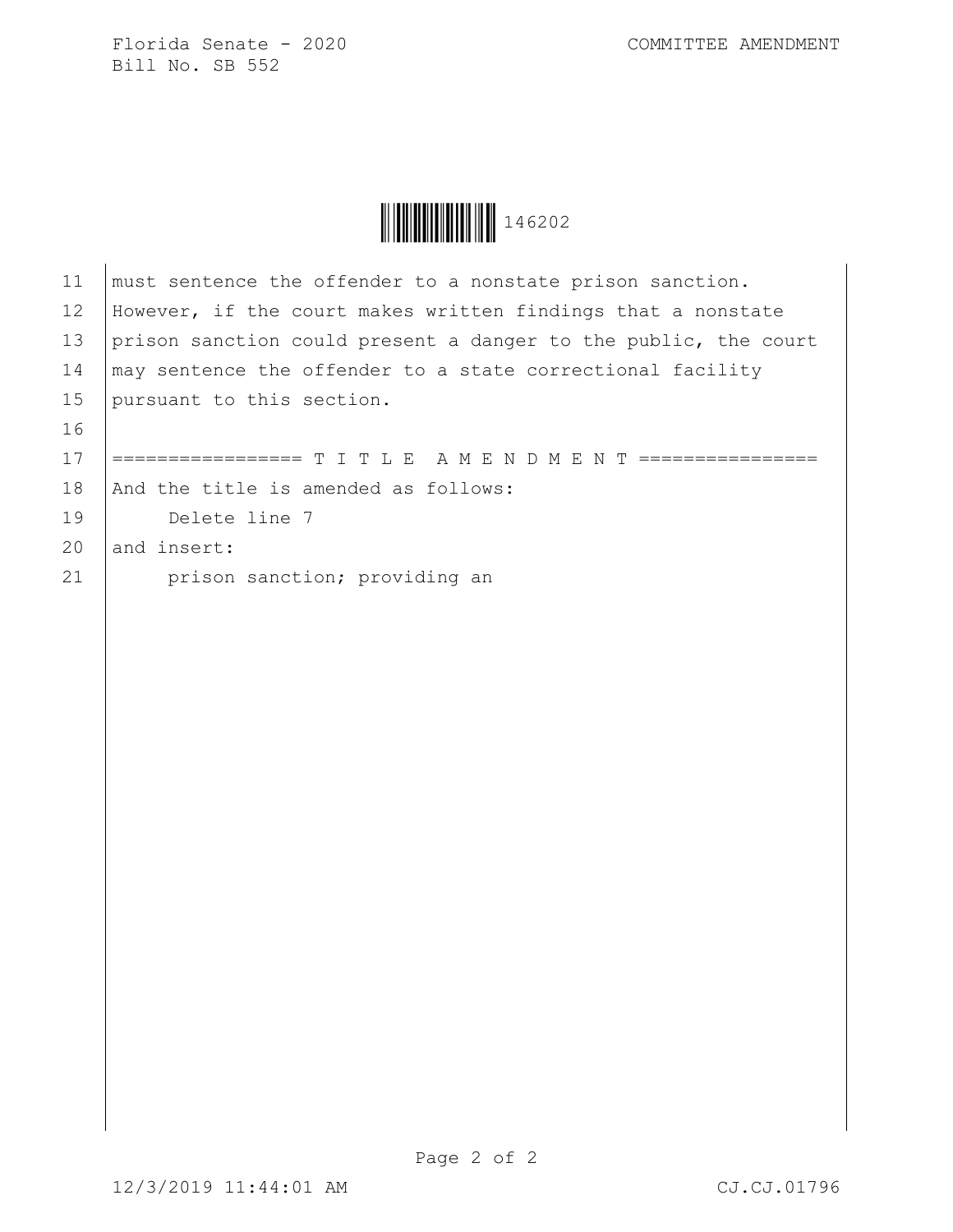must sentence the offender to a nonstate prison sanction. However, if the court makes written findings that a nonstate prison sanction could present a danger to the public, the court may sentence the offender to a state correctional facility pursuant to this section.

================= T I T L E A M E N D M E N T ================

And the title is amended as follows:

Delete line 7

and insert:

prison sanction; providing an